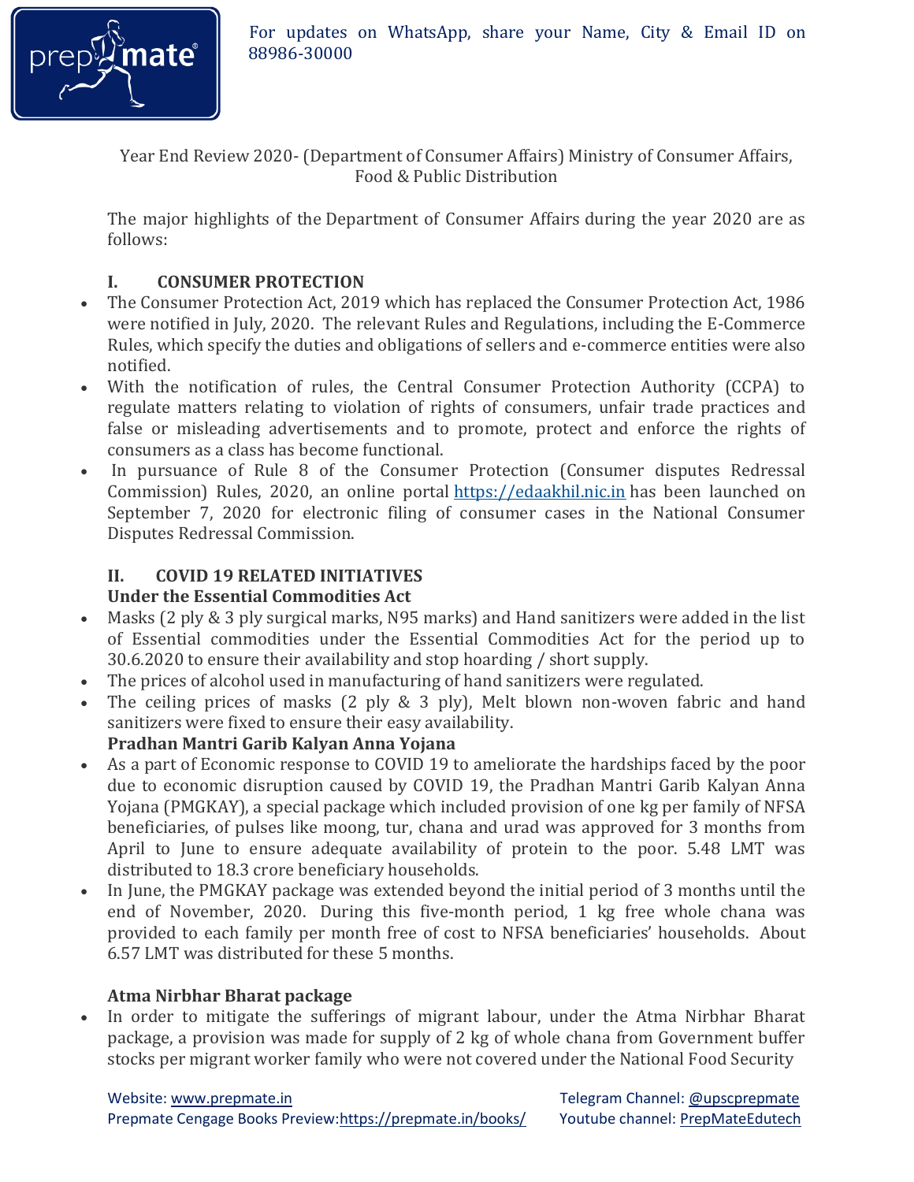Year End Review 2020- (Department of Consumer Affairs) Ministry of Consumer Affairs, Food & Public Distribution

The major highlights of the Department of Consumer Affairs during the year 2020 are as follows:

## I. CONSUMER PROTECTION

- The Consumer Protection Act, 2019 which has replaced the Consumer Protection Act, 1986 were notified in July, 2020. The relevant Rules and Regulations, including the E-Commerce Rules, which specify the duties and obligations of sellers and e-commerce entities were also notified.
- With the notification of rules, the Central Consumer Protection Authority (CCPA) to regulate matters relating to violation of rights of consumers, unfair trade practices and false or misleading advertisements and to promote, protect and enforce the rights of consumers as a class has become functional.
- In pursuance of Rule 8 of the Consumer Protection (Consumer disputes Redressal Commission) Rules, 2020, an online portal https://edaakhil.nic.in has been launched on September 7, 2020 for electronic filing of consumer cases in the National Consumer Disputes Redressal Commission.

## II. COVID 19 RELATED INITIATIVES

**Under the Essential Commodities Act**

- Masks (2 ply & 3 ply surgical marks, N95 marks) and Hand sanitizers were added in the list of Essential commodities under the Essential Commodities Act for the period up to 30.6.2020 to ensure their availability and stop hoarding / short supply.
- The prices of alcohol used in manufacturing of hand sanitizers were regulated.
- The ceiling prices of masks (2 ply & 3 ply), Melt blown non-woven fabric and hand sanitizers were fixed to ensure their easy availability.

**Pradhan Mantri Garib Kalyan Anna Yojana**

- As a part of Economic response to COVID 19 to ameliorate the hardships faced by the poor due to economic disruption caused by COVID 19, the Pradhan Mantri Garib Kalyan Anna Yojana (PMGKAY), a special package which included provision of one kg per family of NFSA beneficiaries, of pulses like moong, tur, chana and urad was approved for 3 months from April to June to ensure adequate availability of protein to the poor. 5.48 LMT was distributed to 18.3 crore beneficiary households.
- In June, the PMGKAY package was extended beyond the initial period of 3 months until the end of November, 2020. During this five-month period, 1 kg free whole chana was provided to each family per month free of cost to NFSA beneficiaries' households. About 6.57 LMT was distributed for these 5 months.

**Atma Nirbhar Bharat package**

- In order to mitigate the sufferings of migrant labour, under the Atma Nirbhar Bharat package, a provision was made for supply of 2 kg of whole chana from Government buffer stocks per migrant worker family who were not covered under the National Food Security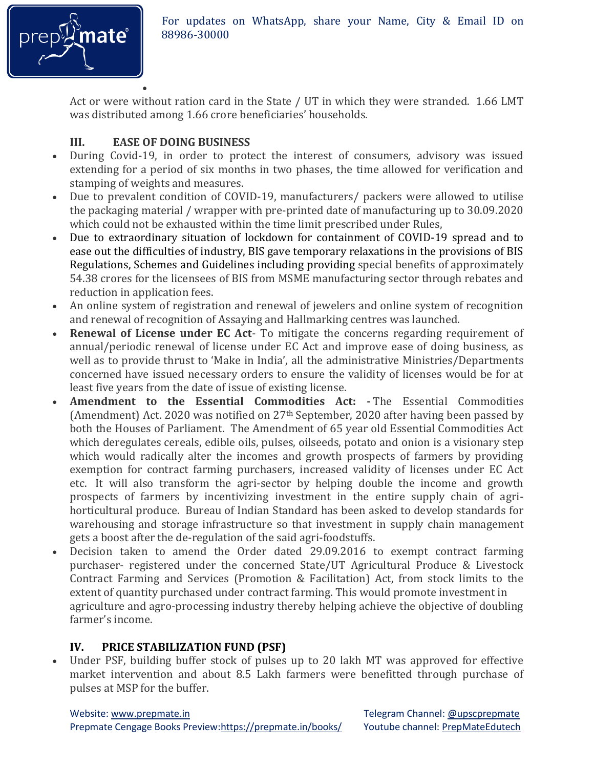Act or were without ration card in the State / UT in which they were stranded. 1.66 LMT was distributed among 1.66 crore beneficiaries' households.

### III. EASE OF DOING BUSINESS

- During Covid-19, in order to protect the interest of consumers, advisory was issued extending for a period of six months in two phases, the time allowed for verification and stamping of weights and measures.
- Due to prevalent condition of COVID-19, manufacturers/ packers were allowed to utilise the packaging material / wrapper with pre-printed date of manufacturing up to 30.09.2020 which could not be exhausted within the time limit prescribed under Rules,
- Due to extraordinary situation of lockdown for containment of COVID-19 spread and to ease out the difficulties of industry, BIS gave temporary relaxations in the provisions of BIS Regulations, Schemes and Guidelines including providing special benefits of approximately 54.38 crores for the licensees of BIS from MSME manufacturing sector through rebates and reduction in application fees.
- An online system of registration and renewal of jewelers and online system of recognition and renewal of recognition of Assaying and Hallmarking centres was launched.
- **Renewal of License under EC Act**- To mitigate the concerns regarding requirement of annual/periodic renewal of license under EC Act and improve ease of doing business, as well as to provide thrust to 'Make in India', all the administrative Ministries/Departments concerned have issued necessary orders to ensure the validity of licenses would be for at least five years from the date of issue of existing license.
- **Amendment to the Essential Commodities Act: -** The Essential Commodities (Amendment) Act. 2020 was notified on 27th September, 2020 after having been passed by both the Houses of Parliament. The Amendment of 65 year old Essential Commodities Act which deregulates cereals, edible oils, pulses, oilseeds, potato and onion is a visionary step which would radically alter the incomes and growth prospects of farmers by providing exemption for contract farming purchasers, increased validity of licenses under EC Act etc. It will also transform the agri-sector by helping double the income and growth prospects of farmers by incentivizing investment in the entire supply chain of agri-horticultural produce. Bureau of Indian Standard has been asked to develop standards for warehousing and storage infrastructure so that investment in supply chain management gets a boost after the de-regulation of the said agri-foodstuffs.
- Decision taken to amend the Order dated 29.09.2016 to exempt contract farming purchaser- registered under the concerned State/UT Agricultural Produce & Livestock Contract Farming and Services (Promotion & Facilitation) Act, from stock limits to the extent of quantity purchased under contract farming. This would promote investment in agriculture and agro-processing industry thereby helping achieve the objective of doubling farmer's income.

### IV. PRICE STABILIZATION FUND (PSF)

- Under PSF, building buffer stock of pulses up to 20 lakh MT was approved for effective market intervention and about 8.5 Lakh farmers were benefitted through purchase of pulses at MSP for the buffer.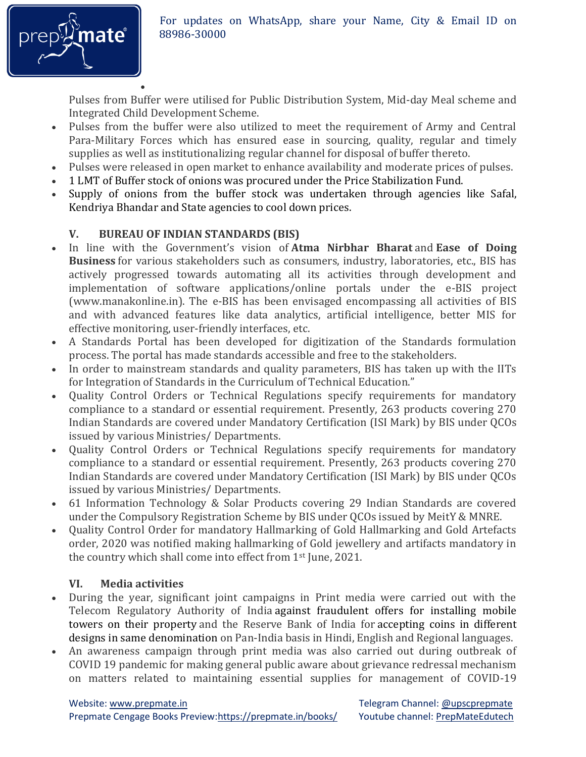- Pulses from Buffer were utilised for Public Distribution System, Mid-day Meal scheme and Integrated Child Development Scheme.
- Pulses from the buffer were also utilized to meet the requirement of Army and Central Para-Military Forces which has ensured ease in sourcing, quality, regular and timely supplies as well as institutionalizing regular channel for disposal of buffer thereto.
- Pulses were released in open market to enhance availability and moderate prices of pulses.
- 1 LMT of Buffer stock of onions was procured under the Price Stabilization Fund.
- Supply of onions from the buffer stock was undertaken through agencies like Safal, Kendriya Bhandar and State agencies to cool down prices.

### V. BUREAU OF INDIAN STANDARDS (BIS)

- In line with the Government's vision of **Atma Nirbhar Bharat** and **Ease of Doing Business** for various stakeholders such as consumers, industry, laboratories, etc., BIS has actively progressed towards automating all its activities through development and implementation of software applications/online portals under the e-BIS project (www.manakonline.in). The e-BIS has been envisaged encompassing all activities of BIS and with advanced features like data analytics, artificial intelligence, better MIS for effective monitoring, user-friendly interfaces, etc.
- A Standards Portal has been developed for digitization of the Standards formulation process. The portal has made standards accessible and free to the stakeholders.
- In order to mainstream standards and quality parameters, BIS has taken up with the IITs for Integration of Standards in the Curriculum of Technical Education."
- Quality Control Orders or Technical Regulations specify requirements for mandatory compliance to a standard or essential requirement. Presently, 263 products covering 270 Indian Standards are covered under Mandatory Certification (ISI Mark) by BIS under QCOs issued by various Ministries/ Departments.
- Quality Control Orders or Technical Regulations specify requirements for mandatory compliance to a standard or essential requirement. Presently, 263 products covering 270 Indian Standards are covered under Mandatory Certification (ISI Mark) by BIS under QCOs issued by various Ministries/ Departments.
- 61 Information Technology & Solar Products covering 29 Indian Standards are covered under the Compulsory Registration Scheme by BIS under QCOs issued by MeitY & MNRE.
- Quality Control Order for mandatory Hallmarking of Gold Hallmarking and Gold Artefacts order, 2020 was notified making hallmarking of Gold jewellery and artifacts mandatory in the country which shall come into effect from 1st June, 2021.

### VI. Media activities

- During the year, significant joint campaigns in Print media were carried out with the Telecom Regulatory Authority of India against fraudulent offers for installing mobile towers on their property and the Reserve Bank of India for accepting coins in different designs in same denomination on Pan-India basis in Hindi, English and Regional languages.
- An awareness campaign through print media was also carried out during outbreak of COVID 19 pandemic for making general public aware about grievance redressal mechanism on matters related to maintaining essential supplies for management of COVID-19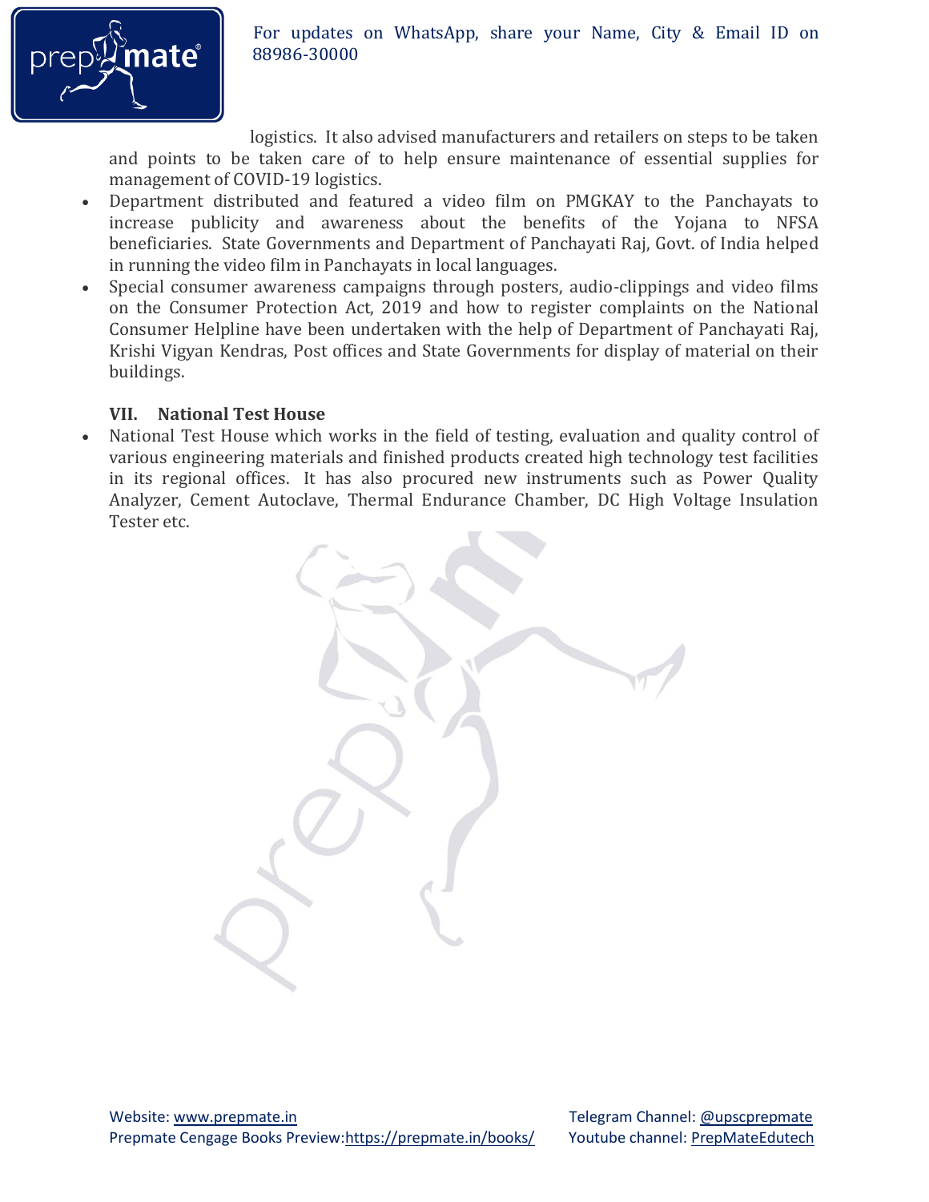logistics. It also advised manufacturers and retailers on steps to be taken and points to be taken care of to help ensure maintenance of essential supplies for management of COVID-19 logistics.

- Department distributed and featured a video film on PMGKAY to the Panchayats to increase publicity and awareness about the benefits of the Yojana to NFSA beneficiaries. State Governments and Department of Panchayati Raj, Govt. of India helped in running the video film in Panchayats in local languages.
- Special consumer awareness campaigns through posters, audio-clippings and video films on the Consumer Protection Act, 2019 and how to register complaints on the National Consumer Helpline have been undertaken with the help of Department of Panchayati Raj, Krishi Vigyan Kendras, Post offices and State Governments for display of material on their buildings.

### VII. National Test House

- National Test House which works in the field of testing, evaluation and quality control of various engineering materials and finished products created high technology test facilities in its regional offices. It has also procured new instruments such as Power Quality Analyzer, Cement Autoclave, Thermal Endurance Chamber, DC High Voltage Insulation Tester etc.